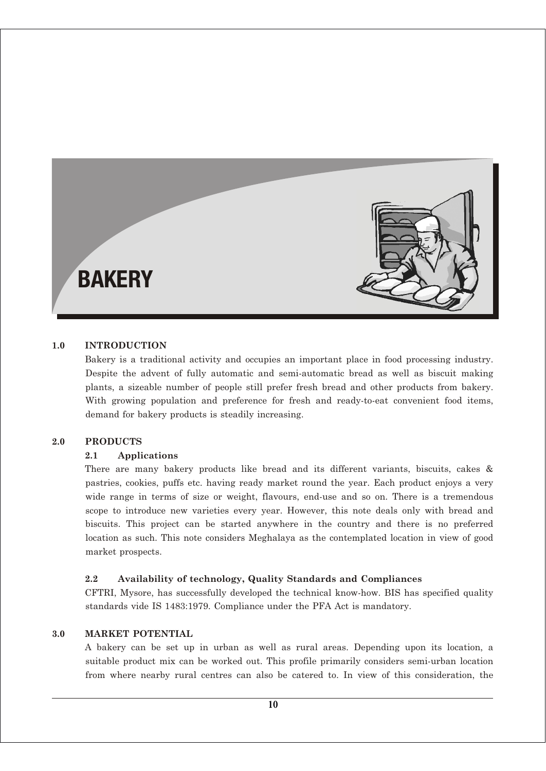# BAKERY

## 1.0 INTRODUCTION

Bakery is a traditional activity and occupies an important place in food processing industry. Despite the advent of fully automatic and semi-automatic bread as well as biscuit making plants, a sizeable number of people still prefer fresh bread and other products from bakery. With growing population and preference for fresh and ready-to-eat convenient food items, demand for bakery products is steadily increasing.

## 2.0 PRODUCTS

### 2.1 Applications

There are many bakery products like bread and its different variants, biscuits, cakes & pastries, cookies, puffs etc. having ready market round the year. Each product enjoys a very wide range in terms of size or weight, flavours, end-use and so on. There is a tremendous scope to introduce new varieties every year. However, this note deals only with bread and biscuits. This project can be started anywhere in the country and there is no preferred location as such. This note considers Meghalaya as the contemplated location in view of good market prospects.

### 2.2 Availability of technology, Quality Standards and Compliances

CFTRI, Mysore, has successfully developed the technical know-how. BIS has specified quality standards vide IS 1483:1979. Compliance under the PFA Act is mandatory.

## 3.0 MARKET POTENTIAL

A bakery can be set up in urban as well as rural areas. Depending upon its location, a suitable product mix can be worked out. This profile primarily considers semi-urban location from where nearby rural centres can also be catered to. In view of this consideration, the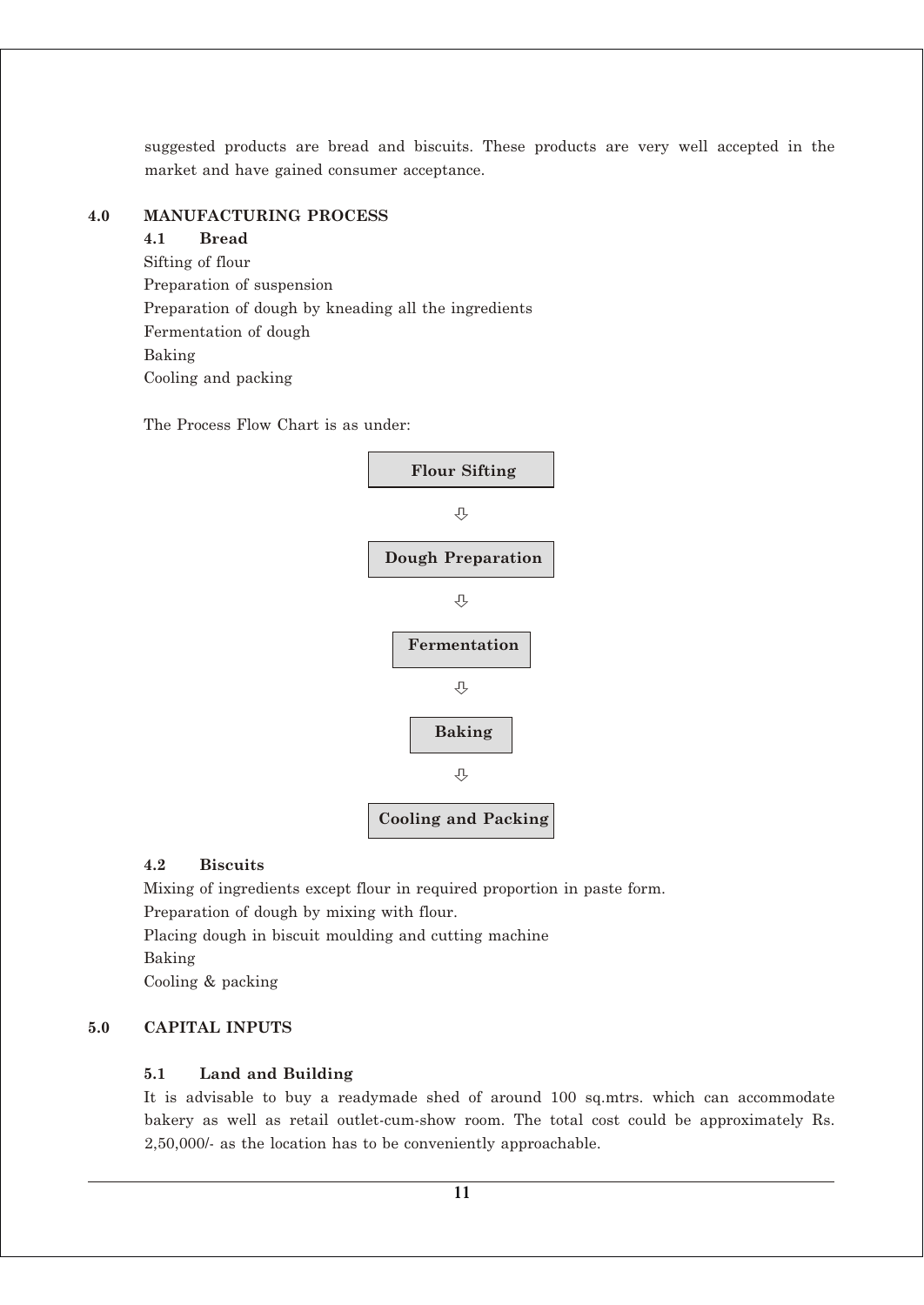suggested products are bread and biscuits. These products are very well accepted in the market and have gained consumer acceptance.

## 4.0 MANUFACTURING PROCESS

### 4.1 Bread

Sifting of flour
Preparation of suspension
Preparation of dough by kneading all the ingredients
Fermentation of dough
Baking
Cooling and packing

The Process Flow Chart is as under:

**Flour Sifting**

⇩

**Dough Preparation**

⇩

**Fermentation**

⇩

**Baking**

⇩

**Cooling and Packing**

### 4.2 Biscuits

Mixing of ingredients except flour in required proportion in paste form.
Preparation of dough by mixing with flour.
Placing dough in biscuit moulding and cutting machine
Baking
Cooling & packing

## 5.0 CAPITAL INPUTS

### 5.1 Land and Building

It is advisable to buy a readymade shed of around 100 sq.mtrs. which can accommodate bakery as well as retail outlet-cum-show room. The total cost could be approximately Rs. 2,50,000/- as the location has to be conveniently approachable.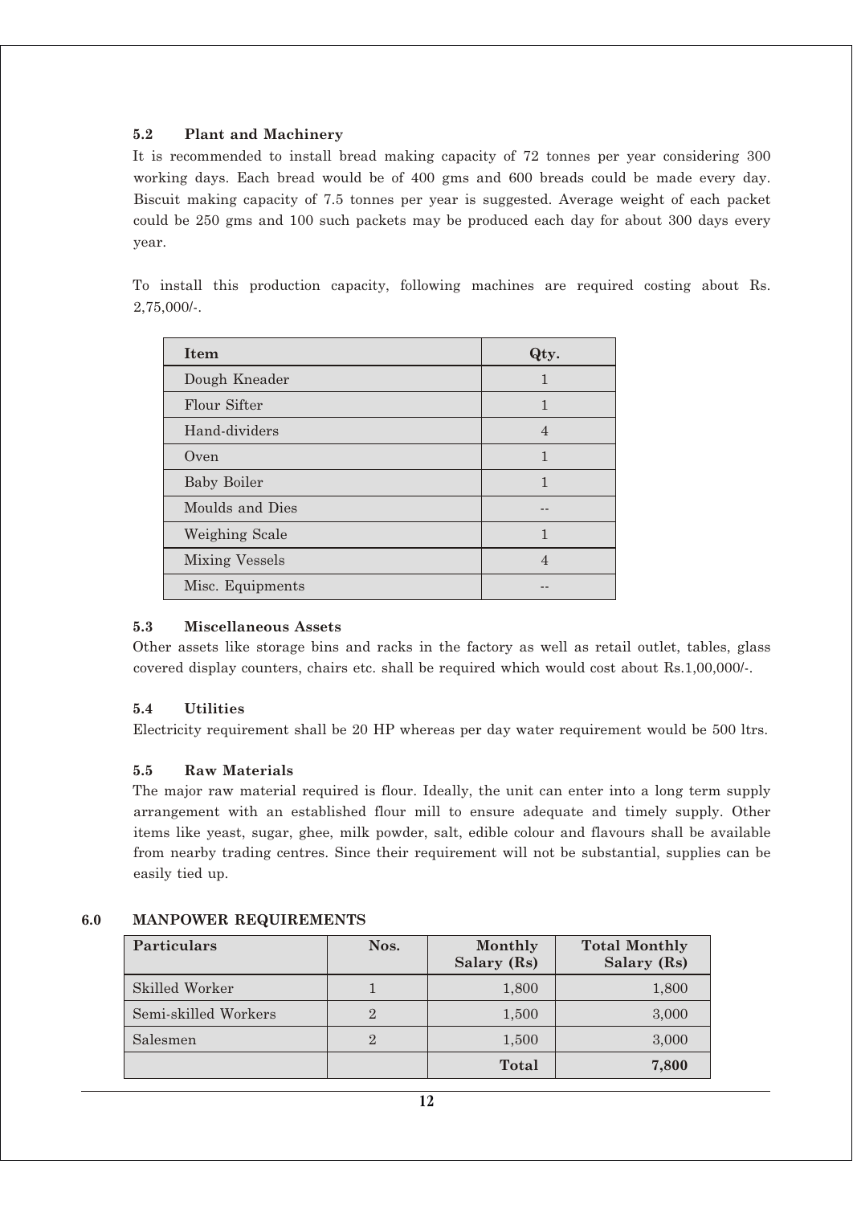### 5.2 Plant and Machinery

It is recommended to install bread making capacity of 72 tonnes per year considering 300 working days. Each bread would be of 400 gms and 600 breads could be made every day. Biscuit making capacity of 7.5 tonnes per year is suggested. Average weight of each packet could be 250 gms and 100 such packets may be produced each day for about 300 days every year.

To install this production capacity, following machines are required costing about Rs. 2,75,000/-.

| Item | Qty. |
|---|---|
| Dough Kneader | 1 |
| Flour Sifter | 1 |
| Hand-dividers | 4 |
| Oven | 1 |
| Baby Boiler | 1 |
| Moulds and Dies | -- |
| Weighing Scale | 1 |
| Mixing Vessels | 4 |
| Misc. Equipments | -- |

### 5.3 Miscellaneous Assets

Other assets like storage bins and racks in the factory as well as retail outlet, tables, glass covered display counters, chairs etc. shall be required which would cost about Rs.1,00,000/-.

### 5.4 Utilities

Electricity requirement shall be 20 HP whereas per day water requirement would be 500 ltrs.

### 5.5 Raw Materials

The major raw material required is flour. Ideally, the unit can enter into a long term supply arrangement with an established flour mill to ensure adequate and timely supply. Other items like yeast, sugar, ghee, milk powder, salt, edible colour and flavours shall be available from nearby trading centres. Since their requirement will not be substantial, supplies can be easily tied up.

## 6.0 MANPOWER REQUIREMENTS

| Particulars | Nos. | Monthly Salary (Rs) | Total Monthly Salary (Rs) |
|---|---|---|---|
| Skilled Worker | 1 | 1,800 | 1,800 |
| Semi-skilled Workers | 2 | 1,500 | 3,000 |
| Salesmen | 2 | 1,500 | 3,000 |
| | | **Total** | **7,800** |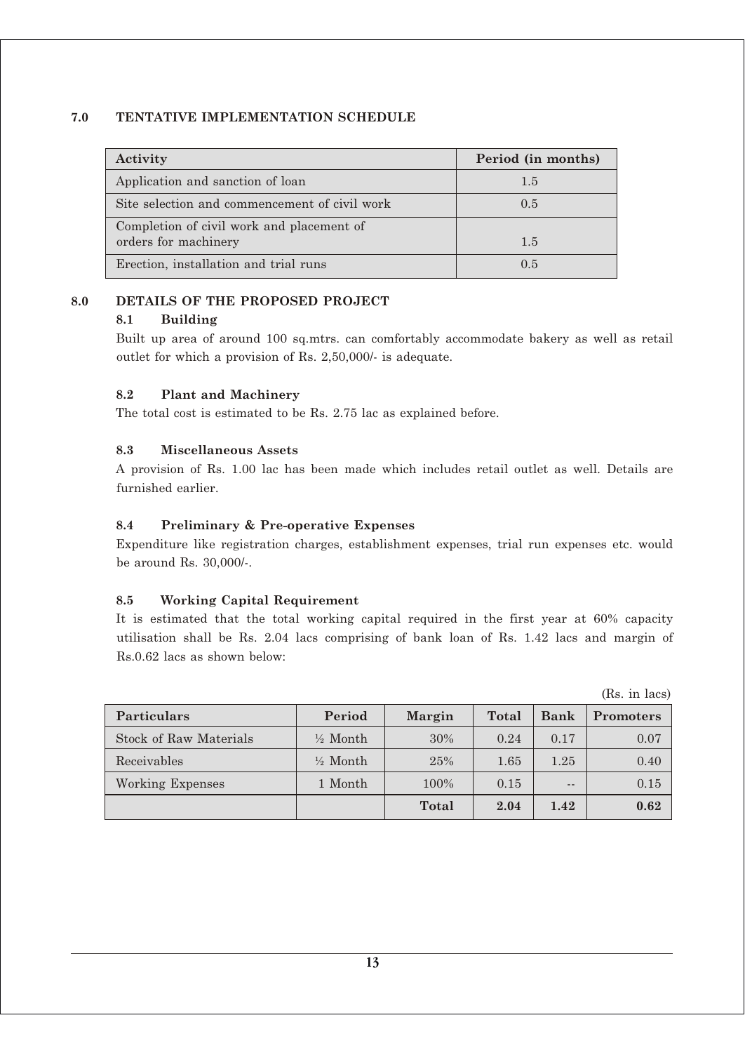## 7.0 TENTATIVE IMPLEMENTATION SCHEDULE

| Activity | Period (in months) |
|---|---|
| Application and sanction of loan | 1.5 |
| Site selection and commencement of civil work | 0.5 |
| Completion of civil work and placement of orders for machinery | 1.5 |
| Erection, installation and trial runs | 0.5 |

## 8.0 DETAILS OF THE PROPOSED PROJECT

### 8.1 Building

Built up area of around 100 sq.mtrs. can comfortably accommodate bakery as well as retail outlet for which a provision of Rs. 2,50,000/- is adequate.

### 8.2 Plant and Machinery

The total cost is estimated to be Rs. 2.75 lac as explained before.

### 8.3 Miscellaneous Assets

A provision of Rs. 1.00 lac has been made which includes retail outlet as well. Details are furnished earlier.

### 8.4 Preliminary & Pre-operative Expenses

Expenditure like registration charges, establishment expenses, trial run expenses etc. would be around Rs. 30,000/-.

### 8.5 Working Capital Requirement

It is estimated that the total working capital required in the first year at 60% capacity utilisation shall be Rs. 2.04 lacs comprising of bank loan of Rs. 1.42 lacs and margin of Rs.0.62 lacs as shown below:

(Rs. in lacs)

| Particulars | Period | Margin | Total | Bank | Promoters |
|---|---|---|---|---|---|
| Stock of Raw Materials | ½ Month | 30% | 0.24 | 0.17 | 0.07 |
| Receivables | ½ Month | 25% | 1.65 | 1.25 | 0.40 |
| Working Expenses | 1 Month | 100% | 0.15 | -- | 0.15 |
| | | **Total** | **2.04** | **1.42** | **0.62** |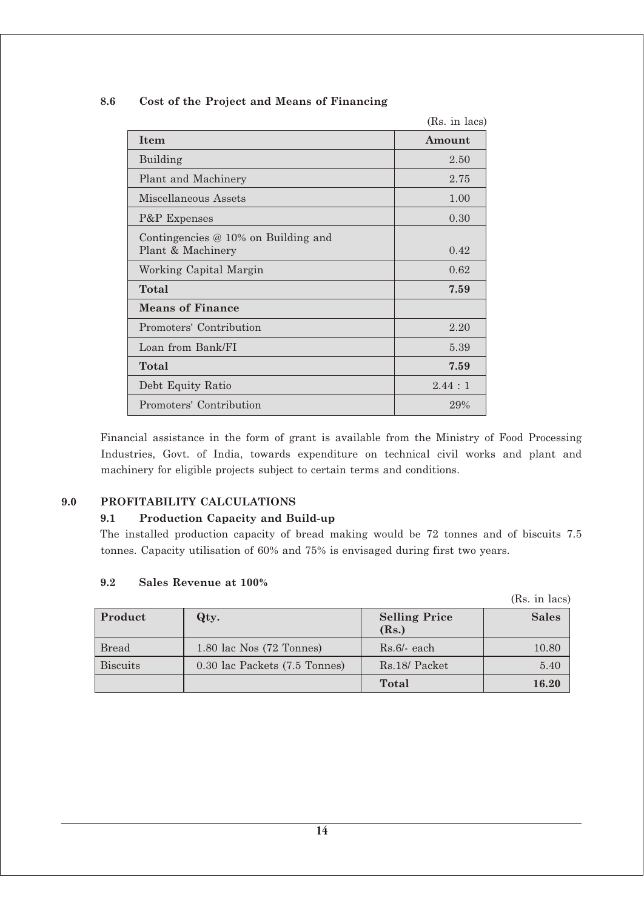### 8.6 Cost of the Project and Means of Financing

(Rs. in lacs)

| Item | Amount |
|---|---|
| Building | 2.50 |
| Plant and Machinery | 2.75 |
| Miscellaneous Assets | 1.00 |
| P&P Expenses | 0.30 |
| Contingencies @ 10% on Building and Plant & Machinery | 0.42 |
| Working Capital Margin | 0.62 |
| **Total** | **7.59** |
| **Means of Finance** | |
| Promoters' Contribution | 2.20 |
| Loan from Bank/FI | 5.39 |
| **Total** | **7.59** |
| Debt Equity Ratio | 2.44 : 1 |
| Promoters' Contribution | 29% |

Financial assistance in the form of grant is available from the Ministry of Food Processing Industries, Govt. of India, towards expenditure on technical civil works and plant and machinery for eligible projects subject to certain terms and conditions.

## 9.0 PROFITABILITY CALCULATIONS

### 9.1 Production Capacity and Build-up

The installed production capacity of bread making would be 72 tonnes and of biscuits 7.5 tonnes. Capacity utilisation of 60% and 75% is envisaged during first two years.

### 9.2 Sales Revenue at 100%

(Rs. in lacs)

| Product | Qty. | Selling Price (Rs.) | Sales |
|---|---|---|---|
| Bread | 1.80 lac Nos (72 Tonnes) | Rs.6/- each | 10.80 |
| Biscuits | 0.30 lac Packets (7.5 Tonnes) | Rs.18/ Packet | 5.40 |
| | | **Total** | **16.20** |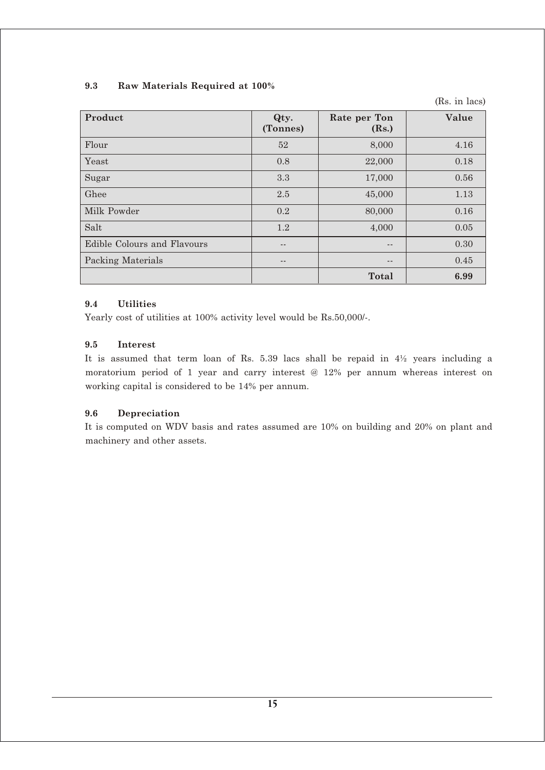### 9.3 Raw Materials Required at 100%

(Rs. in lacs)

| Product | Qty. (Tonnes) | Rate per Ton (Rs.) | Value |
|---|---|---|---|
| Flour | 52 | 8,000 | 4.16 |
| Yeast | 0.8 | 22,000 | 0.18 |
| Sugar | 3.3 | 17,000 | 0.56 |
| Ghee | 2.5 | 45,000 | 1.13 |
| Milk Powder | 0.2 | 80,000 | 0.16 |
| Salt | 1.2 | 4,000 | 0.05 |
| Edible Colours and Flavours | -- | -- | 0.30 |
| Packing Materials | -- | -- | 0.45 |
| | | **Total** | **6.99** |

### 9.4 Utilities

Yearly cost of utilities at 100% activity level would be Rs.50,000/-.

### 9.5 Interest

It is assumed that term loan of Rs. 5.39 lacs shall be repaid in 4½ years including a moratorium period of 1 year and carry interest @ 12% per annum whereas interest on working capital is considered to be 14% per annum.

### 9.6 Depreciation

It is computed on WDV basis and rates assumed are 10% on building and 20% on plant and machinery and other assets.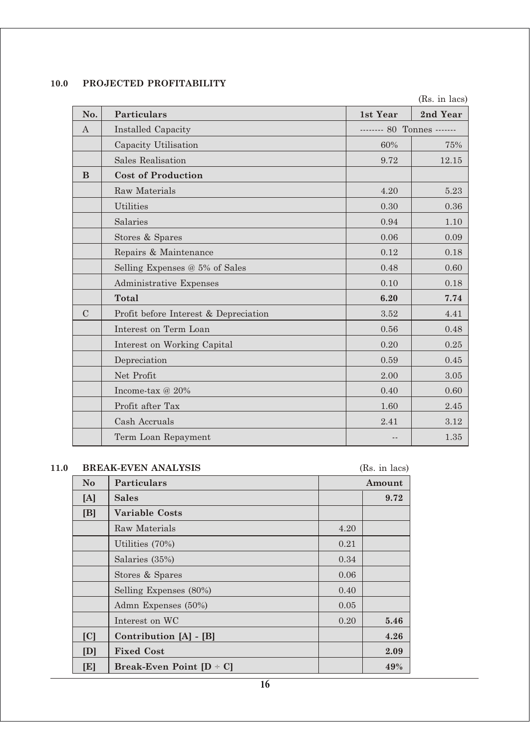## 10.0 PROJECTED PROFITABILITY

(Rs. in lacs)

| No. | Particulars | 1st Year | 2nd Year |
|---|---|---|---|
| A | Installed Capacity | -------- 80 Tonnes ------- | |
| | Capacity Utilisation | 60% | 75% |
| | Sales Realisation | 9.72 | 12.15 |
| **B** | **Cost of Production** | | |
| | Raw Materials | 4.20 | 5.23 |
| | Utilities | 0.30 | 0.36 |
| | Salaries | 0.94 | 1.10 |
| | Stores & Spares | 0.06 | 0.09 |
| | Repairs & Maintenance | 0.12 | 0.18 |
| | Selling Expenses @ 5% of Sales | 0.48 | 0.60 |
| | Administrative Expenses | 0.10 | 0.18 |
| | **Total** | **6.20** | **7.74** |
| C | Profit before Interest & Depreciation | 3.52 | 4.41 |
| | Interest on Term Loan | 0.56 | 0.48 |
| | Interest on Working Capital | 0.20 | 0.25 |
| | Depreciation | 0.59 | 0.45 |
| | Net Profit | 2.00 | 3.05 |
| | Income-tax @ 20% | 0.40 | 0.60 |
| | Profit after Tax | 1.60 | 2.45 |
| | Cash Accruals | 2.41 | 3.12 |
| | Term Loan Repayment | -- | 1.35 |

## 11.0 BREAK-EVEN ANALYSIS

(Rs. in lacs)

| No | Particulars | Amount | |
|---|---|---|---|
| **[A]** | **Sales** | | **9.72** |
| **[B]** | **Variable Costs** | | |
| | Raw Materials | 4.20 | |
| | Utilities (70%) | 0.21 | |
| | Salaries (35%) | 0.34 | |
| | Stores & Spares | 0.06 | |
| | Selling Expenses (80%) | 0.40 | |
| | Admn Expenses (50%) | 0.05 | |
| | Interest on WC | 0.20 | **5.46** |
| **[C]** | **Contribution [A] - [B]** | | **4.26** |
| **[D]** | **Fixed Cost** | | **2.09** |
| **[E]** | **Break-Even Point [D ÷ C]** | | **49%** |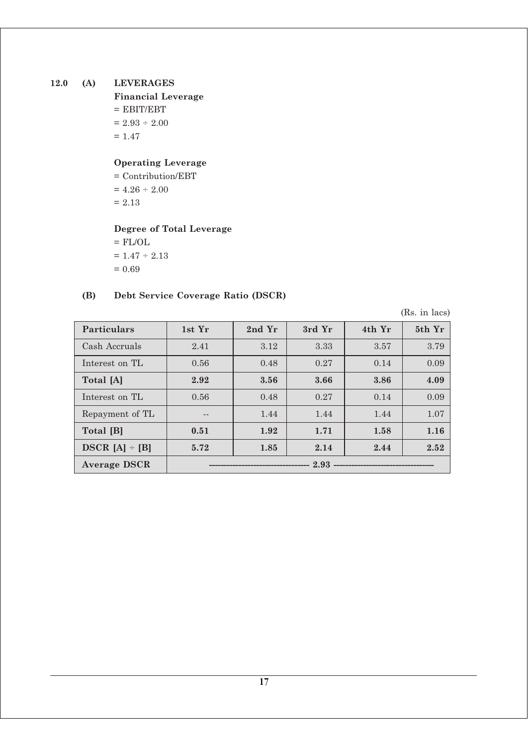## 12.0 (A) LEVERAGES

**Financial Leverage**

= EBIT/EBT

= 2.93 ÷ 2.00

= 1.47

**Operating Leverage**

= Contribution/EBT

= 4.26 ÷ 2.00

= 2.13

**Degree of Total Leverage**

= FL/OL

= 1.47 ÷ 2.13

= 0.69

## (B) Debt Service Coverage Ratio (DSCR)

(Rs. in lacs)

| Particulars | 1st Yr | 2nd Yr | 3rd Yr | 4th Yr | 5th Yr |
|---|---|---|---|---|---|
| Cash Accruals | 2.41 | 3.12 | 3.33 | 3.57 | 3.79 |
| Interest on TL | 0.56 | 0.48 | 0.27 | 0.14 | 0.09 |
| **Total [A]** | **2.92** | **3.56** | **3.66** | **3.86** | **4.09** |
| Interest on TL | 0.56 | 0.48 | 0.27 | 0.14 | 0.09 |
| Repayment of TL | -- | 1.44 | 1.44 | 1.44 | 1.07 |
| **Total [B]** | **0.51** | **1.92** | **1.71** | **1.58** | **1.16** |
| **DSCR [A] ÷ [B]** | **5.72** | **1.85** | **2.14** | **2.44** | **2.52** |
| **Average DSCR** | **2.93** | | | | |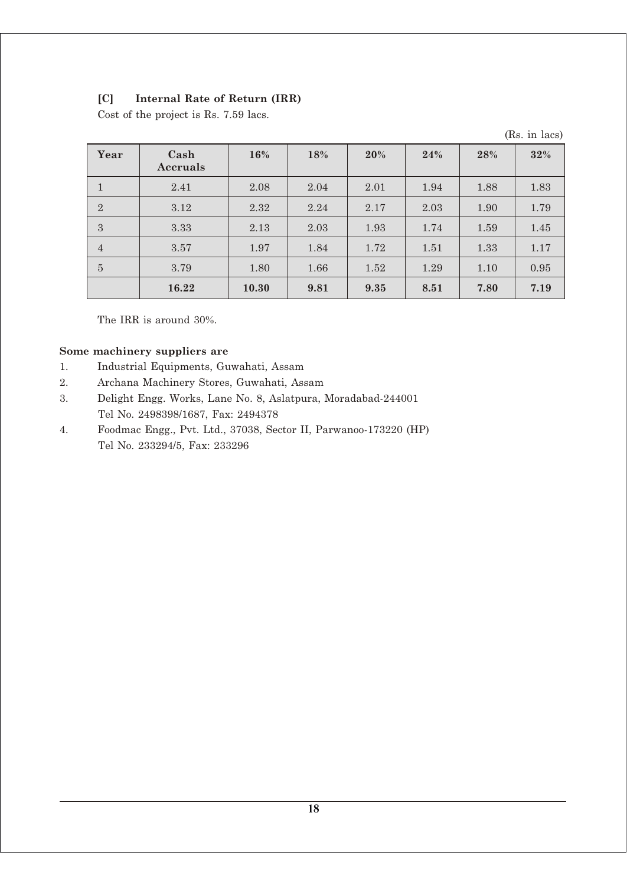### [C] Internal Rate of Return (IRR)

Cost of the project is Rs. 7.59 lacs.

(Rs. in lacs)

| Year | Cash Accruals | 16% | 18% | 20% | 24% | 28% | 32% |
|---|---|---|---|---|---|---|---|
| 1 | 2.41 | 2.08 | 2.04 | 2.01 | 1.94 | 1.88 | 1.83 |
| 2 | 3.12 | 2.32 | 2.24 | 2.17 | 2.03 | 1.90 | 1.79 |
| 3 | 3.33 | 2.13 | 2.03 | 1.93 | 1.74 | 1.59 | 1.45 |
| 4 | 3.57 | 1.97 | 1.84 | 1.72 | 1.51 | 1.33 | 1.17 |
| 5 | 3.79 | 1.80 | 1.66 | 1.52 | 1.29 | 1.10 | 0.95 |
| | **16.22** | **10.30** | **9.81** | **9.35** | **8.51** | **7.80** | **7.19** |

The IRR is around 30%.

**Some machinery suppliers are**

1. Industrial Equipments, Guwahati, Assam
2. Archana Machinery Stores, Guwahati, Assam
3. Delight Engg. Works, Lane No. 8, Aslatpura, Moradabad-244001
   Tel No. 2498398/1687, Fax: 2494378
4. Foodmac Engg., Pvt. Ltd., 37038, Sector II, Parwanoo-173220 (HP)
   Tel No. 233294/5, Fax: 233296